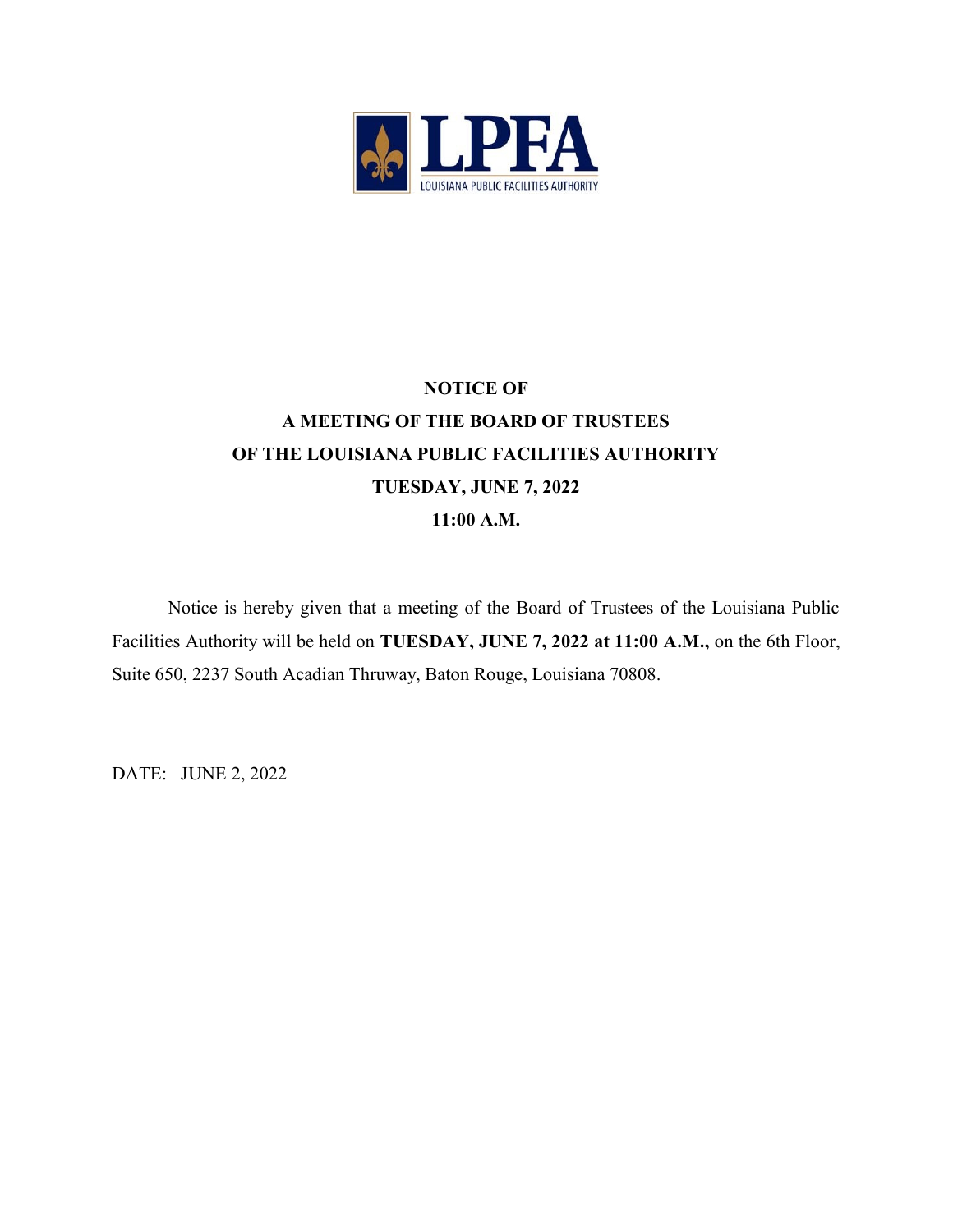LPFA
LOUISIANA PUBLIC FACILITIES AUTHORITY

**NOTICE OF**
**A MEETING OF THE BOARD OF TRUSTEES**
**OF THE LOUISIANA PUBLIC FACILITIES AUTHORITY**
**TUESDAY, JUNE 7, 2022**
**11:00 A.M.**

Notice is hereby given that a meeting of the Board of Trustees of the Louisiana Public Facilities Authority will be held on **TUESDAY, JUNE 7, 2022 at 11:00 A.M.,** on the 6th Floor, Suite 650, 2237 South Acadian Thruway, Baton Rouge, Louisiana 70808.

DATE: JUNE 2, 2022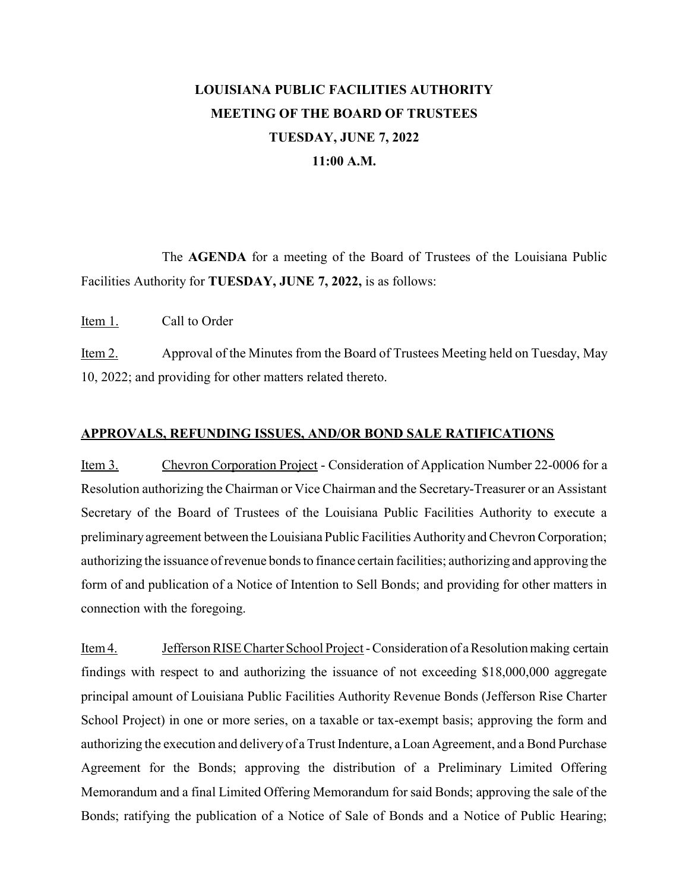**LOUISIANA PUBLIC FACILITIES AUTHORITY**
**MEETING OF THE BOARD OF TRUSTEES**
**TUESDAY, JUNE 7, 2022**
**11:00 A.M.**

The **AGENDA** for a meeting of the Board of Trustees of the Louisiana Public Facilities Authority for **TUESDAY, JUNE 7, 2022,** is as follows:

Item 1. Call to Order

Item 2. Approval of the Minutes from the Board of Trustees Meeting held on Tuesday, May 10, 2022; and providing for other matters related thereto.

## APPROVALS, REFUNDING ISSUES, AND/OR BOND SALE RATIFICATIONS

Item 3. Chevron Corporation Project - Consideration of Application Number 22-0006 for a Resolution authorizing the Chairman or Vice Chairman and the Secretary-Treasurer or an Assistant Secretary of the Board of Trustees of the Louisiana Public Facilities Authority to execute a preliminary agreement between the Louisiana Public Facilities Authority and Chevron Corporation; authorizing the issuance of revenue bonds to finance certain facilities; authorizing and approving the form of and publication of a Notice of Intention to Sell Bonds; and providing for other matters in connection with the foregoing.

Item 4. Jefferson RISE Charter School Project - Consideration of a Resolution making certain findings with respect to and authorizing the issuance of not exceeding $18,000,000 aggregate principal amount of Louisiana Public Facilities Authority Revenue Bonds (Jefferson Rise Charter School Project) in one or more series, on a taxable or tax-exempt basis; approving the form and authorizing the execution and delivery of a Trust Indenture, a Loan Agreement, and a Bond Purchase Agreement for the Bonds; approving the distribution of a Preliminary Limited Offering Memorandum and a final Limited Offering Memorandum for said Bonds; approving the sale of the Bonds; ratifying the publication of a Notice of Sale of Bonds and a Notice of Public Hearing;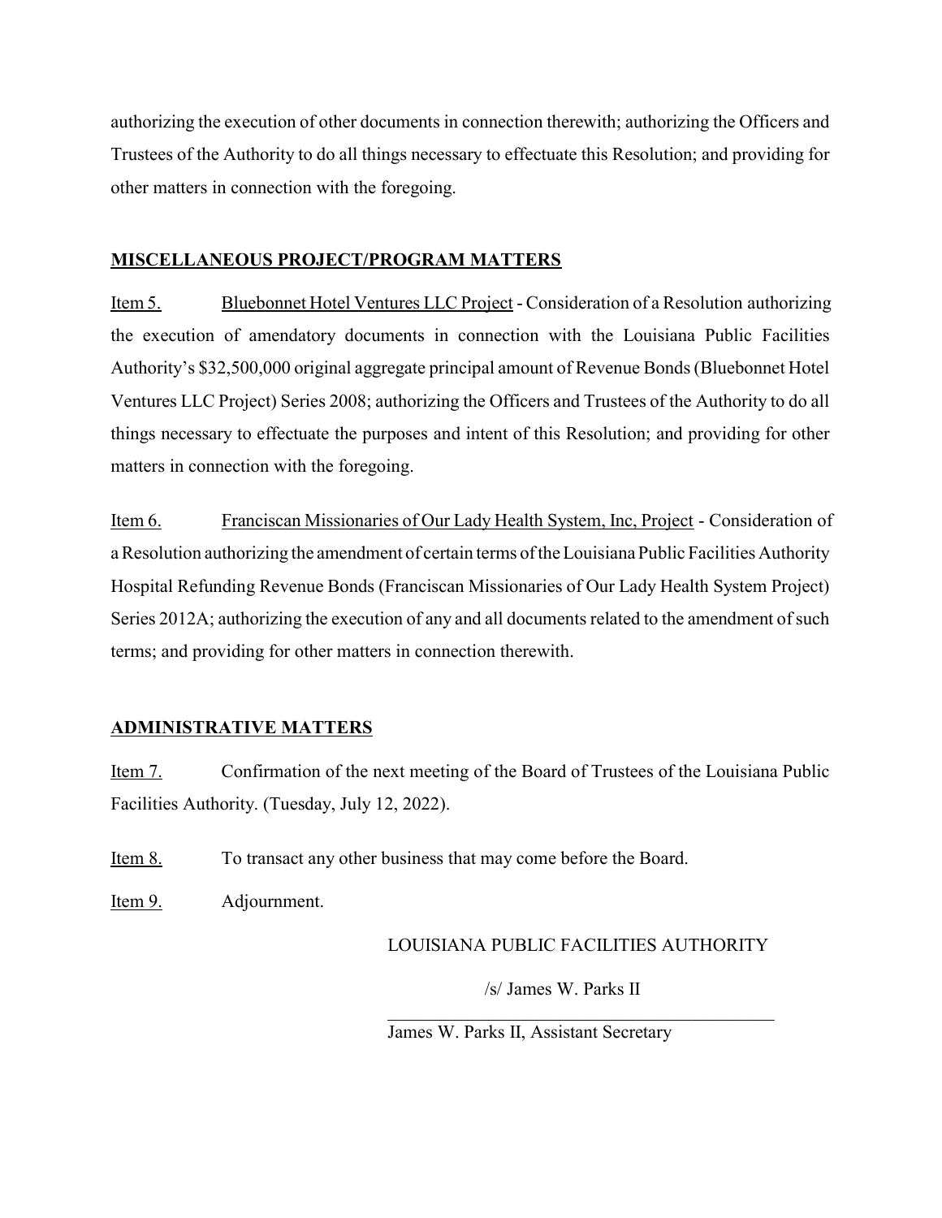authorizing the execution of other documents in connection therewith; authorizing the Officers and Trustees of the Authority to do all things necessary to effectuate this Resolution; and providing for other matters in connection with the foregoing.

**MISCELLANEOUS PROJECT/PROGRAM MATTERS**

Item 5. Bluebonnet Hotel Ventures LLC Project - Consideration of a Resolution authorizing the execution of amendatory documents in connection with the Louisiana Public Facilities Authority's $32,500,000 original aggregate principal amount of Revenue Bonds (Bluebonnet Hotel Ventures LLC Project) Series 2008; authorizing the Officers and Trustees of the Authority to do all things necessary to effectuate the purposes and intent of this Resolution; and providing for other matters in connection with the foregoing.

Item 6. Franciscan Missionaries of Our Lady Health System, Inc, Project - Consideration of a Resolution authorizing the amendment of certain terms of the Louisiana Public Facilities Authority Hospital Refunding Revenue Bonds (Franciscan Missionaries of Our Lady Health System Project) Series 2012A; authorizing the execution of any and all documents related to the amendment of such terms; and providing for other matters in connection therewith.

**ADMINISTRATIVE MATTERS**

Item 7. Confirmation of the next meeting of the Board of Trustees of the Louisiana Public Facilities Authority. (Tuesday, July 12, 2022).

Item 8. To transact any other business that may come before the Board.

Item 9. Adjournment.

LOUISIANA PUBLIC FACILITIES AUTHORITY

/s/ James W. Parks II

James W. Parks II, Assistant Secretary